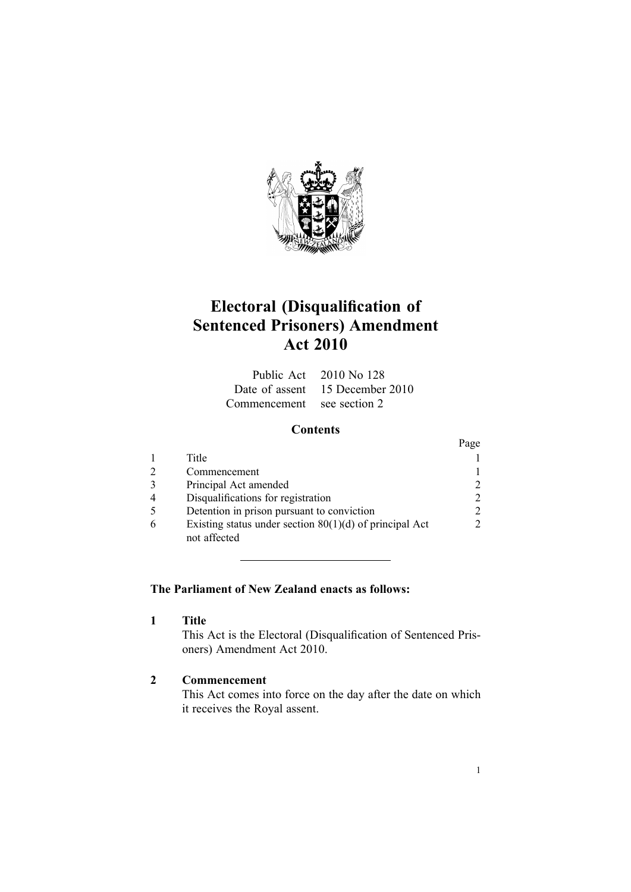# Electoral (Disqualification of Sentenced Prisoners) Amendment Act 2010

| | |
|---|---|
| Public Act | 2010 No 128 |
| Date of assent | 15 December 2010 |
| Commencement | see section 2 |

## Contents

| | | Page |
|---|---|---|
| 1 | Title | 1 |
| 2 | Commencement | 1 |
| 3 | Principal Act amended | 2 |
| 4 | Disqualifications for registration | 2 |
| 5 | Detention in prison pursuant to conviction | 2 |
| 6 | Existing status under section 80(1)(d) of principal Act not affected | 2 |

---

**The Parliament of New Zealand enacts as follows:**

### 1 Title

This Act is the Electoral (Disqualification of Sentenced Prisoners) Amendment Act 2010.

### 2 Commencement

This Act comes into force on the day after the date on which it receives the Royal assent.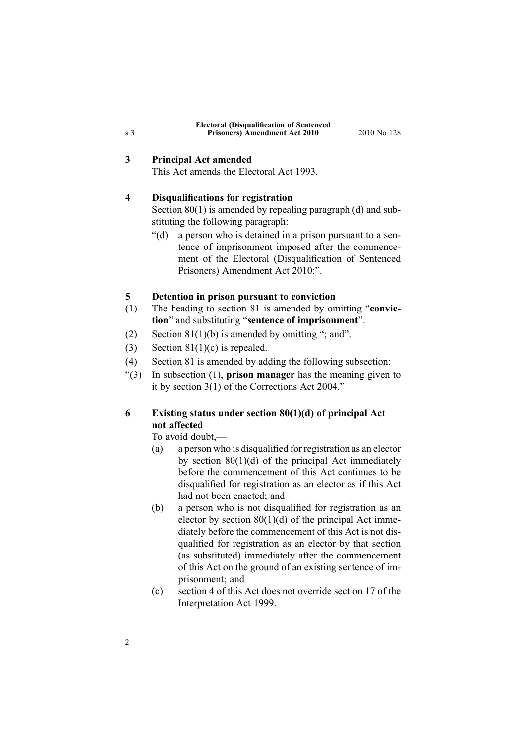### 3 Principal Act amended

This Act amends the Electoral Act 1993.

### 4 Disqualifications for registration

Section 80(1) is amended by repealing paragraph (d) and substituting the following paragraph:

"(d) a person who is detained in a prison pursuant to a sentence of imprisonment imposed after the commencement of the Electoral (Disqualification of Sentenced Prisoners) Amendment Act 2010:".

### 5 Detention in prison pursuant to conviction

(1) The heading to section 81 is amended by omitting "**conviction**" and substituting "**sentence of imprisonment**".

(2) Section 81(1)(b) is amended by omitting "; and".

(3) Section 81(1)(c) is repealed.

(4) Section 81 is amended by adding the following subsection:

"(3) In subsection (1), **prison manager** has the meaning given to it by section 3(1) of the Corrections Act 2004."

### 6 Existing status under section 80(1)(d) of principal Act not affected

To avoid doubt,—

(a) a person who is disqualified for registration as an elector by section 80(1)(d) of the principal Act immediately before the commencement of this Act continues to be disqualified for registration as an elector as if this Act had not been enacted; and

(b) a person who is not disqualified for registration as an elector by section 80(1)(d) of the principal Act immediately before the commencement of this Act is not disqualified for registration as an elector by that section (as substituted) immediately after the commencement of this Act on the ground of an existing sentence of imprisonment; and

(c) section 4 of this Act does not override section 17 of the Interpretation Act 1999.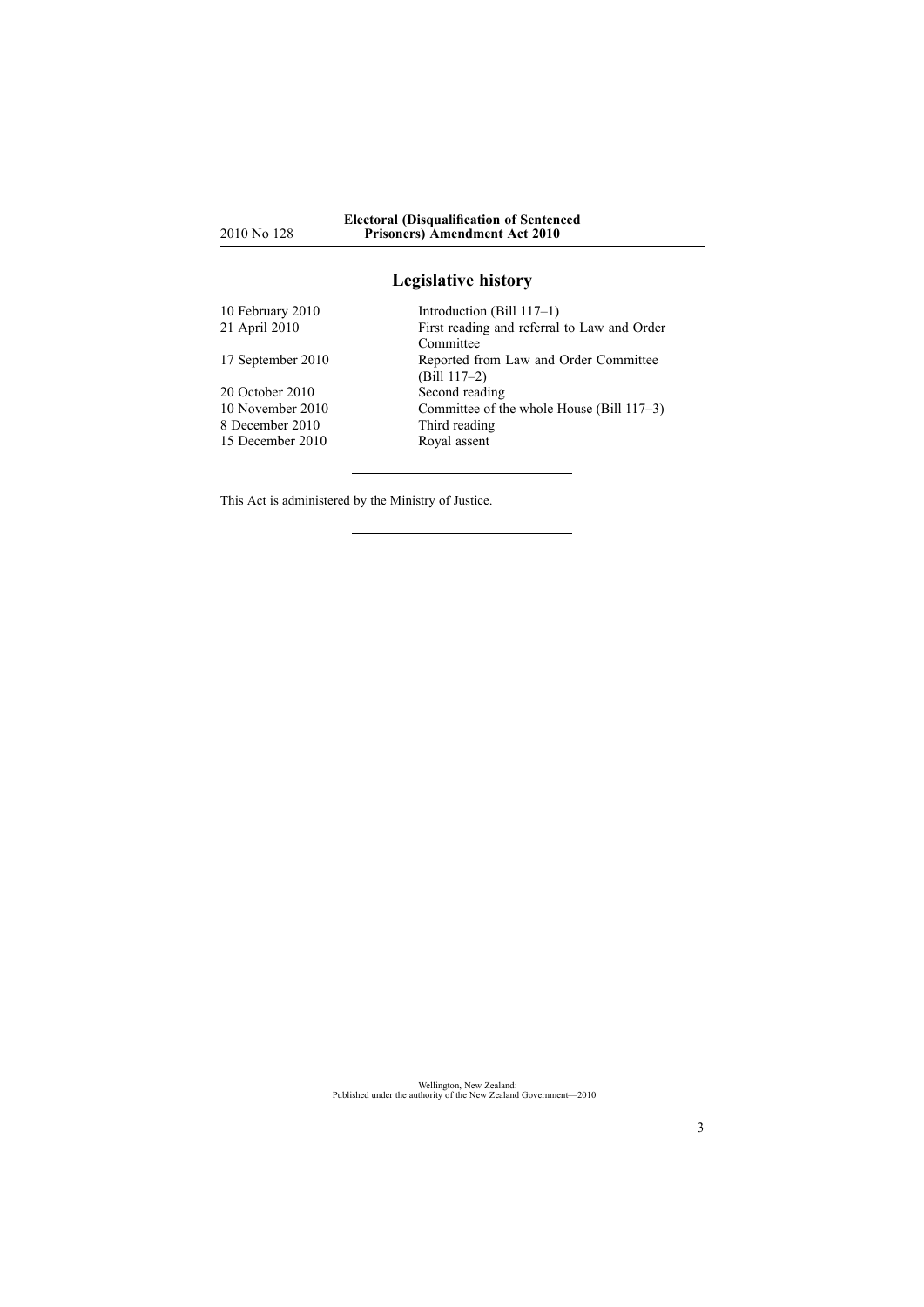## Legislative history

| | |
|---|---|
| 10 February 2010 | Introduction (Bill 117–1) |
| 21 April 2010 | First reading and referral to Law and Order Committee |
| 17 September 2010 | Reported from Law and Order Committee (Bill 117–2) |
| 20 October 2010 | Second reading |
| 10 November 2010 | Committee of the whole House (Bill 117–3) |
| 8 December 2010 | Third reading |
| 15 December 2010 | Royal assent |

---

This Act is administered by the Ministry of Justice.

---

Wellington, New Zealand:
Published under the authority of the New Zealand Government—2010